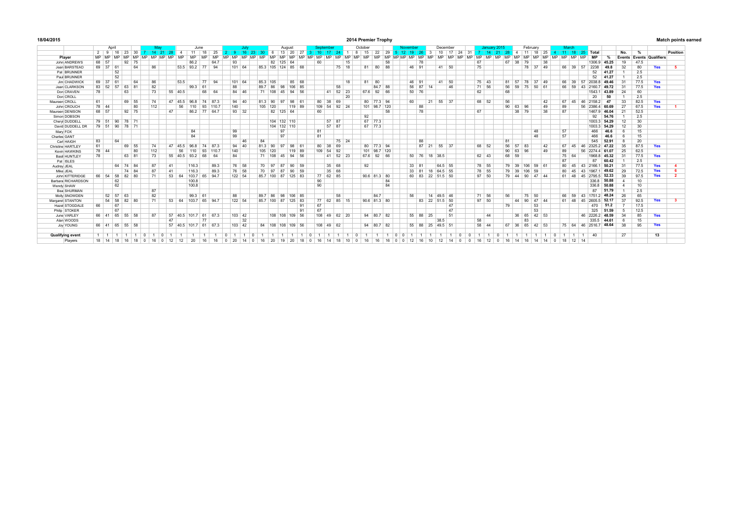18/04/2015

# 2014 Premier Trophy

**Match points earned**

| | April | | | | | May | | | | June | | | | July | | | | | August | | | | September | | | | October | | | | | November | | | | December | | | | | January 2015 | | | | February | | | | March | | | | | | No. | % | | |
|---|---|---|---|---|---|---|---|---|---|---|---|---|---|---|---|---|---|---|---|---|---|---|---|---|---|---|---|---|---|---|---|---|---|---|---|---|---|---|---|---|---|---|---|---|---|---|---|---|---|---|---|---|---|---|---|---|---|---|
| | 2 | 9 | 16 | 23 | 30 | 7 | 14 | 21 | 28 | 4 | 11 | 18 | 25 | 2 | 9 | 16 | 23 | 30 | 6 | 13 | 20 | 27 | 3 | 10 | 17 | 24 | 1 | 8 | 15 | 22 | 29 | 5 | 12 | 19 | 26 | 3 | 10 | 17 | 24 | 31 | 7 | 14 | 21 | 28 | 4 | 11 | 18 | 25 | 4 | 11 | 18 | 25 | Total | | | | | Position |
| Player | MP | MP | MP | MP | MP | MP | MP | MP | MP | MP | MP | MP | MP | MP | MP | MP | MP | MP | MP | MP | MP | MP | MP | MP | MP | MP | MP | MP | MP | MP | MP | MP | MP | MP | MP | MP | MP | MP | MP | MP | MP | MP | MP | MP | MP | MP | MP | MP | MP | MP | MP | MP | MP | % | Events | Events | Qualifiers | |
| John ANDREWS | 68 | 57 | | 92 | 75 | | | | | | 86.2 | | 64.7 | | 93 | | | | 82 | 125 | 64 | | | 60 | | | 15 | | | | 58 | | | | 78 | | | | | | 67 | | | 67 | 38 | 79 | | 38 | | | | | 1306.9 | 45.25 | 19 | 47.5 | | |
| Jean BARSTEAD | 69 | 37 | 61 | | 64 | | 86 | | | 53.5 | 93.2 | 77 | 94 | | 101 | 64 | | 85.3 | 105 | 124 | 85 | 68 | | | | 75 | 18 | | 81 | 80 | 88 | | | 46 | 91 | | 41 | 50 | | | 75 | | | | | 78 | 37 | 49 | | 66 | 39 | 57 | 2238 | 49.8 | 32 | 80 | Yes | 5 |
| Pat BRUNNER | | | 52 | | | | | | | | | | | | | | | | | | | | | | | | | | | | | | | | | | | | | | | | | | | | | | | | | | 52 | 41.27 | 1 | 2.5 | | |
| Paul BRUNNER | | | 52 | | | | | | | | | | | | | | | | | | | | | | | | | | | | | | | | | | | | | | | | | | | | | | | | | | 52 | 41.27 | 1 | 2.5 | | |
| Jim CHADWICK | 69 | 37 | 61 | | 64 | | 86 | | | 53.5 | | 77 | 94 | | 101 | 64 | | 85.3 | 105 | | 85 | 68 | | | | | 18 | | 81 | 80 | | | | 46 | 91 | | 41 | 50 | | | 75 | 43 | | 81 | 57 | 78 | 37 | 49 | | 66 | 39 | 57 | 2038.8 | 49.46 | 31 | 77.5 | Yes | |
| Jean CLARKSON | 83 | 52 | 57 | 63 | 81 | | 82 | | | | 99.3 | 61 | | | 88 | | | 89.7 | 86 | 98 | 106 | 85 | | | 58 | | | | | 84.7 | 88 | | | 56 | 87 | 14 | | 46 | | | 71 | 56 | | 56 | 59 | 75 | 50 | 61 | | 66 | 59 | 43 | 2160.7 | 49.72 | 31 | 77.5 | Yes | |
| Don CRAVEN | 78 | | | 63 | | | 73 | | 55 | 40.5 | | 68 | 64 | | 84 | 46 | | 71 | 108 | 45 | 94 | 56 | | | 41 | 52 | 23 | | 67.6 | 92 | 66 | | | 50 | 76 | | | | | | 62 | | | 68 | | | | | | | | | 1543.1 | 43.89 | 24 | 60 | | |
| Don CROLL | | | | | | | | | | | | | | | | | | | | | | | | | | | 20 | | | | | | | | | | | | | | | | | | | | | | | | | | 20 | 50 | 1 | 2.5 | | |
| Maureen CROLL | 61 | | | 69 | 55 | | 74 | | 47 | 45.5 | 96.8 | 74 | 87.3 | | 94 | 40 | | 81.3 | 90 | 97 | 98 | 61 | | 80 | 38 | 69 | | | 80 | 77.3 | 94 | | | 60 | | 21 | 55 | 37 | | | 68 | 52 | | 56 | | | | 42 | | 67 | 45 | 46 | 2158.2 | 47 | 33 | 82.5 | Yes | |
| John CROUCH | 78 | 44 | | | 80 | | 112 | | | 56 | 110 | 93 | 110.7 | | 140 | | | 105 | 120 | | 119 | 89 | | 109 | 54 | 92 | 24 | | 101 | 98.7 | 120 | | | | 88 | | | | | | | | | 90 | 63 | 96 | | 49 | | 89 | | 56 | 2386.4 | 60.69 | 27 | 67.5 | Yes | 1 |
| Maureen DENISON | 68 | 57 | | 92 | 75 | | | | 47 | | 86.2 | 77 | 64.7 | | 93 | 32 | | | 82 | 125 | 64 | | | 60 | | | | | | | 58 | | | | 78 | | | | | | 67 | | | | 38 | 79 | | 38 | | 87 | | | 1467.9 | 46.04 | 21 | 52.5 | | |
| Simon DOBSON | | | | | | | | | | | | | | | | | | | | | | | | | | | | | 92 | | | | | | | | | | | | | | | | | | | | | | | | 92 | 54.76 | 1 | 2.5 | | |
| Cheryl DUDDELL | 79 | 51 | 90 | 78 | 71 | | | | | | | | | | | | | | 104 | 132 | 110 | | | | 57 | 87 | | | 67 | 77.3 | | | | | | | | | | | | | | | | | | | | | | | 1003.3 | 54.29 | 12 | 30 | | |
| David DUDDELL DR | 79 | 51 | 90 | 78 | 71 | | | | | | | | | | | | | | 104 | 132 | 110 | | | | 57 | 87 | | | 67 | 77.3 | | | | | | | | | | | | | | | | | | | | | | | 1003.3 | 54.29 | 12 | 30 | | |
| Mary FOX | | | | | | | | | | | 84 | | | | 99 | | | | | 97 | | | | 81 | | | | | | | | | | | | | | | | | | | | | | | 48 | | | 57 | | | 466 | 46.6 | 6 | 15 | | |
| Charles GANT | | | | | | | | | | | 84 | | | | 99 | | | | | 97 | | | | 81 | | | | | | | | | | | | | | | | | | | | | | | 48 | | | 57 | | | 466 | 46.6 | 6 | 15 | | |
| Carl HAIGH | 83 | | 64 | | | | | | | | | | | | | 46 | | 84 | | | | | | | | 75 | 24 | | | | | | | | 88 | | | | | | | | | 81 | | | | | | | | | 545 | 52.91 | 8 | 20 | | |
| Christine HARTLEY | 61 | | | 69 | 55 | | 74 | | 47 | 45.5 | 96.8 | 74 | 87.3 | | 94 | 40 | | 81.3 | 90 | 97 | 98 | 61 | | 80 | 38 | 69 | | | 80 | 77.3 | 94 | | | | 87 | 21 | 55 | 37 | | | 68 | 52 | | 56 | 57 | 83 | | 42 | | 67 | 45 | 46 | 2325.2 | 47.22 | 35 | 87.5 | Yes | |
| Kevin HAWKINS | 78 | 44 | | | 80 | | 112 | | | 56 | 110 | 93 | 110.7 | | 140 | | | 105 | 120 | | 119 | 89 | | 109 | 54 | 92 | | | 101 | 98.7 | 120 | | | | | | | | | | | | | 90 | 63 | 96 | | 49 | | 89 | | 56 | 2274.4 | 61.07 | 25 | 62.5 | | |
| Basil HUNTLEY | 78 | | | 63 | 81 | | 73 | | 55 | 40.5 | 93.2 | 68 | 64 | | 84 | | | 71 | 108 | 45 | 94 | 56 | | | 41 | 52 | 23 | | 67.6 | 92 | 66 | | | 50 | 76 | 18 | 38.5 | | | | 62 | 43 | | 68 | 59 | | | | | 75 | 64 | | 1968.8 | 45.32 | 31 | 77.5 | Yes | |
| Pat ISLES | | | | | | | | | | | | | | | | | | | | | | | | | | | | | | | | | | | | | | | | | | | | | | | | | | 87 | | | 87 | 60.42 | 1 | 2.5 | | |
| Audrey JEAL | | | 64 | 74 | 84 | | 87 | | 41 | | 116.3 | | 89.3 | | 76 | 58 | | 70 | 97 | 87 | 90 | 59 | | | 35 | 68 | | | 92 | | | | | 33 | 81 | | 64.5 | 55 | | | 78 | 55 | | 79 | 39 | 106 | 59 | 61 | | 80 | 45 | 43 | 2166.1 | 50.21 | 31 | 77.5 | Yes | 4 |
| Mike JEAL | | | | 74 | 84 | | 87 | | 41 | | 116.3 | | 89.3 | | 76 | 58 | | 70 | 97 | 87 | 90 | 59 | | | 35 | 68 | | | | | | | | 33 | 81 | 18 | 64.5 | 55 | | | 78 | 55 | | 79 | 39 | 106 | 59 | | | 80 | 45 | 43 | 1967.1 | 49.62 | 29 | 72.5 | Yes | 6 |
| John KITTERIDGE | 66 | 54 | 58 | 82 | 80 | | 71 | | 53 | 64 | 103.7 | 65 | 94.7 | | 122 | 54 | | 85.7 | 100 | 87 | 125 | 83 | | 77 | 62 | 85 | | | 90.6 | 81.3 | 80 | | | 60 | 83 | 22 | 51.5 | 50 | | | 97 | 50 | | 79 | 44 | 90 | 47 | 44 | | 61 | 48 | 45 | 2795.5 | 52.33 | 39 | 97.5 | Yes | 2 |
| Barbara RICHARDSON | | | 62 | | | | | | | | 100.8 | | | | | | | | | | | | | 90 | | | | | | | 84 | | | | | | | | | | | | | | | | | | | | | | 336.8 | 50.88 | 4 | 10 | | |
| Wendy SHAW | | | 62 | | | | | | | | 100.8 | | | | | | | | | | | | | 90 | | | | | | | 84 | | | | | | | | | | | | | | | | | | | | | | 336.8 | 50.88 | 4 | 10 | | |
| Bea SHURMAN | | | | | | | 87 | | | | | | | | | | | | | | | | | | | | | | | | | | | | | | | | | | | | | | | | | | | | | | 87 | 51.79 | 1 | 2.5 | | |
| Molly SNOWDEN | | 52 | 57 | 63 | | | 82 | | | | 99.3 | 61 | | | 88 | | | 89.7 | 86 | 98 | 106 | 85 | | | 58 | | | | | 84.7 | | | | 56 | | 14 | 49.5 | 46 | | | 71 | 56 | | 56 | | 75 | 50 | | | 66 | 59 | 43 | 1751.2 | 48.24 | 26 | 65 | | |
| Margaret STANTON | | 54 | 58 | 82 | 80 | | 71 | | 53 | 64 | 103.7 | 65 | 94.7 | | 122 | 54 | | 85.7 | 100 | 87 | 125 | 83 | | 77 | 62 | 85 | 15 | | 90.6 | 81.3 | 80 | | | | 83 | 22 | 51.5 | 50 | | | 97 | 50 | | | 44 | 90 | 47 | 44 | | 61 | 48 | 45 | 2605.5 | 52.17 | 37 | 92.5 | Yes | 3 |
| Hazel STOGDALE | 66 | | 67 | | | | | | | | | | | | | | | | | | | 91 | | 67 | | | | | | | | | | | | | | 47 | | | | | | 79 | | | 53 | | | | | | 470 | 51.2 | 7 | 17.5 | | |
| Philip STOKER | | | 67 | | | | | | | | | | | | | | | | | | | 91 | | 67 | | | | | | | | | | | | | | 47 | | | | | | | | | 53 | | | | | | 325 | 51.59 | 5 | 12.5 | | |
| June VARLEY | 66 | 41 | 65 | 55 | 58 | | 87 | | 57 | 40.5 | 101.7 | 61 | 67.3 | | 103 | 42 | | | 108 | 108 | 109 | 56 | | 108 | 49 | 62 | 20 | | 94 | 80.7 | 82 | | | 55 | 88 | 25 | | 51 | | | | 44 | | | 36 | 65 | 42 | 53 | | | | 46 | 2226.2 | 48.59 | 34 | 85 | Yes | |
| Alan WOODS | | | | | | | | | 47 | | | 77 | | | | 32 | | | | | | | | | | | | | | | | | | | | | 38.5 | | | | 58 | | | | | 83 | | | | | | | 335.5 | 44.61 | 6 | 15 | | |
| Joy YOUNG | 66 | 41 | 65 | 55 | 58 | | | | 57 | 40.5 | 101.7 | 61 | 67.3 | | 103 | 42 | | 84 | 108 | 108 | 109 | 56 | | 108 | 49 | 62 | | | 94 | 80.7 | 82 | | | 55 | 88 | 25 | 49.5 | 51 | | | 58 | 44 | | 67 | 36 | 65 | 42 | 53 | | 75 | 64 | 46 | 2516.7 | 48.64 | 38 | 95 | Yes | |
| | | | | | | | | | | | | | | | | | | | | | | | | | | | | | | | | | | | | | | | | | | | | | | | | | | | | | | | | | | |
| Qualifying event | 1 | 1 | 1 | 1 | 1 | 0 | 1 | 0 | 1 | 1 | 1 | 1 | 1 | 0 | 1 | 1 | 0 | 1 | 1 | 1 | 1 | 1 | 0 | 1 | 1 | 1 | 1 | 0 | 1 | 1 | 1 | 0 | 0 | 1 | 1 | 1 | 1 | 1 | 0 | 0 | 1 | 1 | 0 | 1 | 1 | 1 | 1 | 1 | 0 | 1 | 1 | 1 | 40 | | 27 | | 13 | |
| Players | 18 | 14 | 18 | 16 | 18 | 0 | 16 | 0 | 12 | 12 | 20 | 16 | 16 | 0 | 20 | 14 | 0 | 16 | 20 | 19 | 20 | 18 | 0 | 16 | 14 | 18 | 10 | 0 | 16 | 16 | 16 | 0 | 0 | 12 | 16 | 10 | 12 | 14 | 0 | 0 | 16 | 12 | 0 | 16 | 14 | 16 | 14 | 14 | 0 | 18 | 12 | 14 | | | | | | |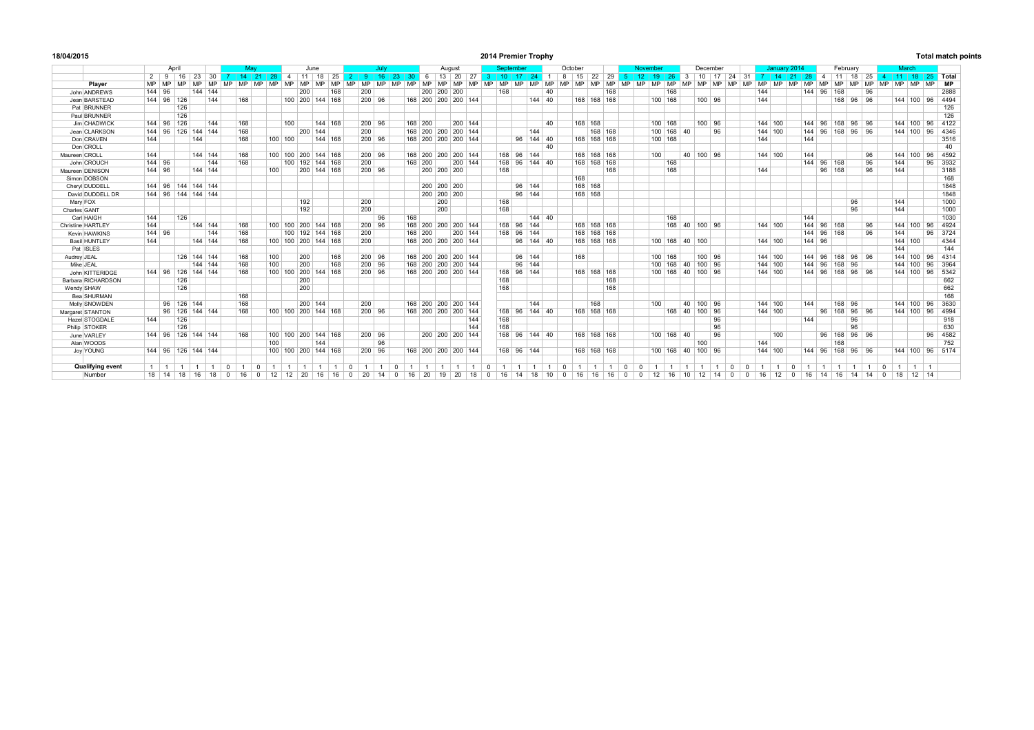18/04/2015

# 2014 Premier Trophy

**Total match points**

| | | April | | | | | May | | | | June | | | | July | | | | | August | | | | September | | | | October | | | | | November | | | | December | | | | | January 2014 | | | | February | | | | March | | | | |
|---|---|---|---|---|---|---|---|---|---|---|---|---|---|---|---|---|---|---|---|---|---|---|---|---|---|---|---|---|---|---|---|---|---|---|---|---|---|---|---|---|---|---|---|---|---|---|---|---|---|---|---|---|---|---|
| | | 2 | 9 | 16 | 23 | 30 | 7 | 14 | 21 | 28 | 4 | 11 | 18 | 25 | 2 | 9 | 16 | 23 | 30 | 6 | 13 | 20 | 27 | 3 | 10 | 17 | 24 | 1 | 8 | 15 | 22 | 29 | 5 | 12 | 19 | 26 | 3 | 10 | 17 | 24 | 31 | 7 | 14 | 21 | 28 | 4 | 11 | 18 | 25 | 4 | 11 | 18 | 25 | Total |
| **Player** | | MP | MP | MP | MP | MP | MP | MP | MP | MP | MP | MP | MP | MP | MP | MP | MP | MP | MP | MP | MP | MP | MP | MP | MP | MP | MP | MP | MP | MP | MP | MP | MP | MP | MP | MP | MP | MP | MP | MP | MP | MP | MP | MP | MP | MP | MP | MP | MP | MP | MP | MP | MP | MP |
| John | ANDREWS | 144 | 96 | | 144 | 144 | | | | | | 200 | | 168 | | 200 | | | | 200 | 200 | 200 | | | 168 | | | 40 | | | | 168 | | | | 168 | | | | | | 144 | | | 144 | 96 | 168 | | 96 | | | | | 2888 |
| Jean | BARSTEAD | 144 | 96 | 126 | | 144 | | 168 | | | 100 | 200 | 144 | 168 | | 200 | 96 | | 168 | 200 | 200 | 200 | 144 | | | | 144 | 40 | | 168 | 168 | 168 | | | 100 | 168 | | 100 | 96 | | | 144 | | | | | 168 | 96 | 96 | | 144 | 100 | 96 | 4494 |
| Pat | BRUNNER | | | 126 | | | | | | | | | | | | | | | | | | | | | | | | | | | | | | | | | | | | | | | | | | | | | | | | | | 126 |
| Paul | BRUNNER | | | 126 | | | | | | | | | | | | | | | | | | | | | | | | | | | | | | | | | | | | | | | | | | | | | | | | | | 126 |
| Jim | CHADWICK | 144 | 96 | 126 | | 144 | | 168 | | | 100 | | 144 | 168 | | 200 | 96 | | 168 | 200 | | 200 | 144 | | | | | 40 | | 168 | 168 | | | | 100 | 168 | | 100 | 96 | | | 144 | 100 | | 144 | 96 | 168 | 96 | 96 | | 144 | 100 | 96 | 4122 |
| Jean | CLARKSON | 144 | 96 | 126 | 144 | 144 | | 168 | | | | 200 | 144 | | | 200 | | | 168 | 200 | 200 | 200 | 144 | | | | 144 | | | | 168 | 168 | | | 100 | 168 | 40 | | 96 | | | 144 | 100 | | 144 | 96 | 168 | 96 | 96 | | 144 | 100 | 96 | 4346 |
| Don | CRAVEN | 144 | | | 144 | | | 168 | | 100 | 100 | | 144 | 168 | | 200 | 96 | | 168 | 200 | 200 | 200 | 144 | | | 96 | 144 | 40 | | 168 | 168 | 168 | | | 100 | 168 | | | | | | 144 | | | 144 | | | | | | | | | 3516 |
| Don | CROLL | | | | | | | | | | | | | | | | | | | | | | | | | | | 40 | | | | | | | | | | | | | | | | | | | | | | | | | | 40 |
| Maureen | CROLL | 144 | | | 144 | 144 | | 168 | | 100 | 100 | 200 | 144 | 168 | | 200 | 96 | | 168 | 200 | 200 | 200 | 144 | | 168 | 96 | 144 | | | 168 | 168 | 168 | | | 100 | | 40 | 100 | 96 | | | 144 | 100 | | 144 | | | | 96 | | 144 | 100 | 96 | 4592 |
| John | CROUCH | 144 | 96 | | | 144 | | 168 | | | 100 | 192 | 144 | 168 | | 200 | | | 168 | 200 | | 200 | 144 | | 168 | 96 | 144 | 40 | | 168 | 168 | 168 | | | | 168 | | | | | | | | | 144 | 96 | 168 | | 96 | | 144 | | 96 | 3932 |
| Maureen | DENISON | 144 | 96 | | 144 | 144 | | | | 100 | | 200 | 144 | 168 | | 200 | 96 | | | 200 | 200 | 200 | | | 168 | | | | | | | 168 | | | | 168 | | | | | | 144 | | | | 96 | 168 | | 96 | | 144 | | | 3188 |
| Simon | DOBSON | | | | | | | | | | | | | | | | | | | | | | | | | | | | | 168 | | | | | | | | | | | | | | | | | | | | | | | | 168 |
| Cheryl | DUDDELL | 144 | 96 | 144 | 144 | 144 | | | | | | | | | | | | | | 200 | 200 | 200 | | | | 96 | 144 | | | 168 | 168 | | | | | | | | | | | | | | | | | | | | | | | 1848 |
| David | DUDDELL DR | 144 | 96 | 144 | 144 | 144 | | | | | | | | | | | | | | 200 | 200 | 200 | | | | 96 | 144 | | | 168 | 168 | | | | | | | | | | | | | | | | | | | | | | | 1848 |
| Mary | FOX | | | | | | | | | | | 192 | | | | 200 | | | | | 200 | | | | 168 | | | | | | | | | | | | | | | | | | | | | | | 96 | | | 144 | | | 1000 |
| Charles | GANT | | | | | | | | | | | 192 | | | | 200 | | | | | 200 | | | | 168 | | | | | | | | | | | | | | | | | | | | | | | 96 | | | 144 | | | 1000 |
| Carl | HAIGH | 144 | | 126 | | | | | | | | | | | | | 96 | | 168 | | | | | | | | 144 | 40 | | | | | | | | 168 | | | | | | | | | 144 | | | | | | | | | 1030 |
| Christine | HARTLEY | 144 | | | 144 | 144 | | 168 | | 100 | 100 | 200 | 144 | 168 | | 200 | 96 | | 168 | 200 | 200 | 200 | 144 | | 168 | 96 | 144 | | | 168 | 168 | 168 | | | | 168 | 40 | 100 | 96 | | | 144 | 100 | | 144 | 96 | 168 | | 96 | | 144 | 100 | 96 | 4924 |
| Kevin | HAWKINS | 144 | 96 | | | 144 | | 168 | | | 100 | 192 | 144 | 168 | | 200 | | | 168 | 200 | | 200 | 144 | | 168 | 96 | 144 | | | 168 | 168 | 168 | | | | | | | | | | | | | 144 | 96 | 168 | | 96 | | 144 | | 96 | 3724 |
| Basil | HUNTLEY | 144 | | | 144 | 144 | | 168 | | 100 | 100 | 200 | 144 | 168 | | 200 | | | 168 | 200 | 200 | 200 | 144 | | | 96 | 144 | 40 | | 168 | 168 | 168 | | | 100 | 168 | 40 | 100 | | | | 144 | 100 | | 144 | 96 | | | | | 144 | 100 | | 4344 |
| Pat | ISLES | | | | | | | | | | | | | | | | | | | | | | | | | | | | | | | | | | | | | | | | | | | | | | | | | | 144 | | | 144 |
| Audrey | JEAL | | | 126 | 144 | 144 | | 168 | | 100 | | 200 | | 168 | | 200 | 96 | | 168 | 200 | 200 | 200 | 144 | | | 96 | 144 | | | 168 | | | | | 100 | 168 | | 100 | 96 | | | 144 | 100 | | 144 | 96 | 168 | 96 | 96 | | 144 | 100 | 96 | 4314 |
| Mike | JEAL | | | | 144 | 144 | | 168 | | 100 | | 200 | | 168 | | 200 | 96 | | 168 | 200 | 200 | 200 | 144 | | | 96 | 144 | | | | | | | | 100 | 168 | 40 | 100 | 96 | | | 144 | 100 | | 144 | 96 | 168 | 96 | | | 144 | 100 | 96 | 3964 |
| John | KITTERIDGE | 144 | 96 | 126 | 144 | 144 | | 168 | | 100 | 100 | 200 | 144 | 168 | | 200 | 96 | | 168 | 200 | 200 | 200 | 144 | | 168 | 96 | 144 | | | 168 | 168 | 168 | | | 100 | 168 | 40 | 100 | 96 | | | 144 | 100 | | 144 | 96 | 168 | 96 | 96 | | 144 | 100 | 96 | 5342 |
| Barbara | RICHARDSON | | | 126 | | | | | | | | 200 | | | | | | | | | | | | | 168 | | | | | | | 168 | | | | | | | | | | | | | | | | | | | | | | 662 |
| Wendy | SHAW | | | 126 | | | | | | | | 200 | | | | | | | | | | | | | 168 | | | | | | | 168 | | | | | | | | | | | | | | | | | | | | | | 662 |
| Bea | SHURMAN | | | | | | | 168 | | | | | | | | | | | | | | | | | | | | | | | | | | | | | | | | | | | | | | | | | | | | | | 168 |
| Molly | SNOWDEN | | 96 | 126 | 144 | | | 168 | | | | 200 | 144 | | | 200 | | | 168 | 200 | 200 | 200 | 144 | | | | 144 | | | | 168 | | | | 100 | | 40 | 100 | 96 | | | 144 | 100 | | 144 | | 168 | 96 | | | 144 | 100 | 96 | 3630 |
| Margaret | STANTON | | 96 | 126 | 144 | 144 | | 168 | | 100 | 100 | 200 | 144 | 168 | | 200 | 96 | | 168 | 200 | 200 | 200 | 144 | | 168 | 96 | 144 | 40 | | 168 | 168 | 168 | | | | 168 | 40 | 100 | 96 | | | 144 | 100 | | | 96 | 168 | 96 | 96 | | 144 | 100 | 96 | 4994 |
| Hazel | STOGDALE | 144 | | 126 | | | | | | | | | | | | | | | | | | | 144 | | 168 | | | | | | | | | | | | | | 96 | | | | | | 144 | | | 96 | | | | | | 918 |
| Philip | STOKER | | | 126 | | | | | | | | | | | | | | | | | | | 144 | | 168 | | | | | | | | | | | | | | 96 | | | | | | | | | 96 | | | | | | 630 |
| June | VARLEY | 144 | 96 | 126 | 144 | 144 | | 168 | | 100 | 100 | 200 | 144 | 168 | | 200 | 96 | | | 200 | 200 | 200 | 144 | | 168 | 96 | 144 | 40 | | 168 | 168 | 168 | | | 100 | 168 | 40 | | 96 | | | | 100 | | | 96 | 168 | 96 | 96 | | | | 96 | 4582 |
| Alan | WOODS | | | | | | | | | 100 | | | 144 | | | | 96 | | | | | | | | | | | | | | | | | | | | | 100 | | | | 144 | | | | | 168 | | | | | | | 752 |
| Joy | YOUNG | 144 | 96 | 126 | 144 | 144 | | | | 100 | 100 | 200 | 144 | 168 | | 200 | 96 | | 168 | 200 | 200 | 200 | 144 | | 168 | 96 | 144 | | | 168 | 168 | 168 | | | 100 | 168 | 40 | 100 | 96 | | | 144 | 100 | | 144 | 96 | 168 | 96 | 96 | | 144 | 100 | 96 | 5174 |
| **Qualifying event** | | 1 | 1 | 1 | 1 | 1 | 0 | 1 | 0 | 1 | 1 | 1 | 1 | 1 | 0 | 1 | 1 | 0 | 1 | 1 | 1 | 1 | 1 | 0 | 1 | 1 | 1 | 1 | 0 | 1 | 1 | 1 | 0 | 0 | 1 | 1 | 1 | 1 | 1 | 0 | 0 | 1 | 1 | 0 | 1 | 1 | 1 | 1 | 1 | 0 | 1 | 1 | 1 | |
| Number | | 18 | 14 | 18 | 16 | 18 | 0 | 16 | 0 | 12 | 12 | 20 | 16 | 16 | 0 | 20 | 14 | 0 | 16 | 20 | 19 | 20 | 18 | 0 | 16 | 14 | 18 | 10 | 0 | 16 | 16 | 16 | 0 | 0 | 12 | 16 | 10 | 12 | 14 | 0 | 0 | 16 | 12 | 0 | 16 | 14 | 16 | 14 | 14 | 0 | 18 | 12 | 14 | |